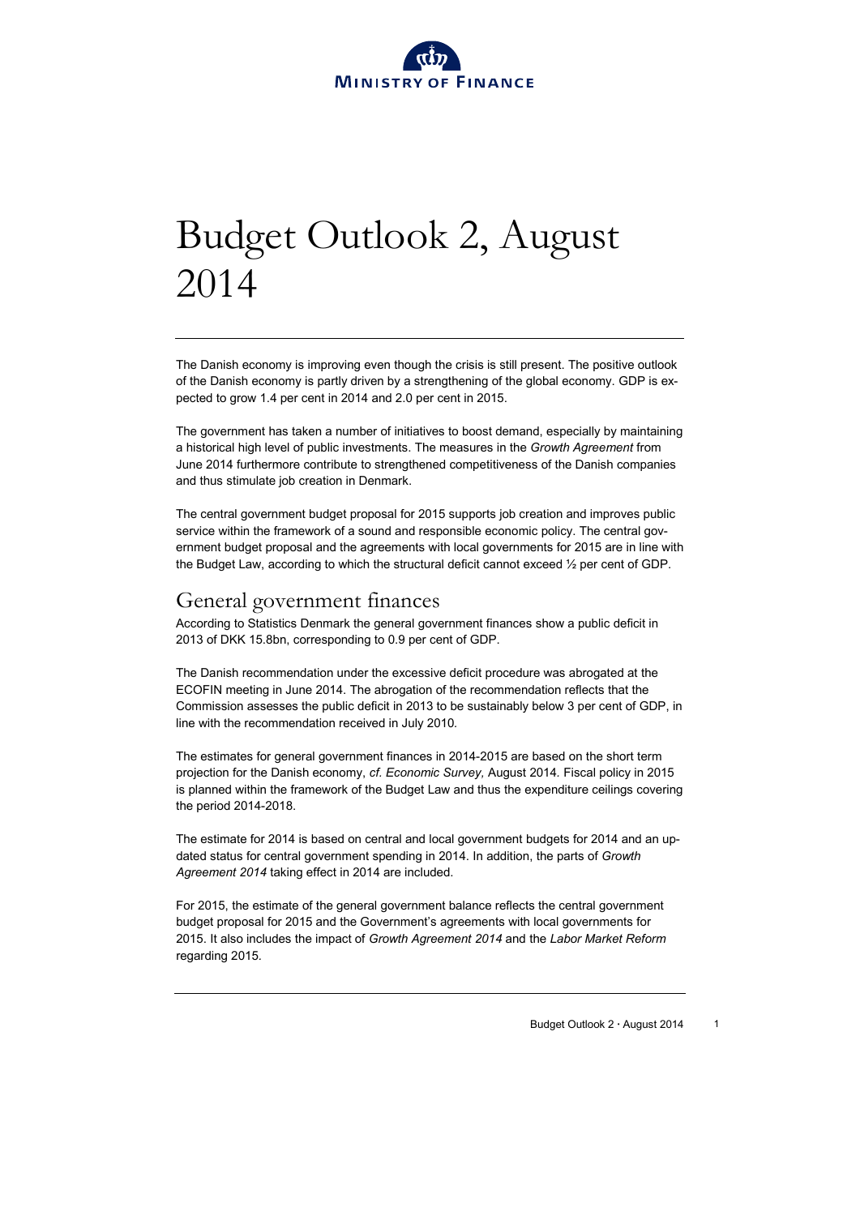MINISTRY OF FINANCE

# Budget Outlook 2, August 2014

The Danish economy is improving even though the crisis is still present. The positive outlook of the Danish economy is partly driven by a strengthening of the global economy. GDP is expected to grow 1.4 per cent in 2014 and 2.0 per cent in 2015.

The government has taken a number of initiatives to boost demand, especially by maintaining a historical high level of public investments. The measures in the *Growth Agreement* from June 2014 furthermore contribute to strengthened competitiveness of the Danish companies and thus stimulate job creation in Denmark.

The central government budget proposal for 2015 supports job creation and improves public service within the framework of a sound and responsible economic policy. The central government budget proposal and the agreements with local governments for 2015 are in line with the Budget Law, according to which the structural deficit cannot exceed ½ per cent of GDP.

## General government finances

According to Statistics Denmark the general government finances show a public deficit in 2013 of DKK 15.8bn, corresponding to 0.9 per cent of GDP.

The Danish recommendation under the excessive deficit procedure was abrogated at the ECOFIN meeting in June 2014. The abrogation of the recommendation reflects that the Commission assesses the public deficit in 2013 to be sustainably below 3 per cent of GDP, in line with the recommendation received in July 2010.

The estimates for general government finances in 2014-2015 are based on the short term projection for the Danish economy, *cf. Economic Survey*, August 2014. Fiscal policy in 2015 is planned within the framework of the Budget Law and thus the expenditure ceilings covering the period 2014-2018.

The estimate for 2014 is based on central and local government budgets for 2014 and an updated status for central government spending in 2014. In addition, the parts of *Growth Agreement 2014* taking effect in 2014 are included.

For 2015, the estimate of the general government balance reflects the central government budget proposal for 2015 and the Government's agreements with local governments for 2015. It also includes the impact of *Growth Agreement 2014* and the *Labor Market Reform* regarding 2015.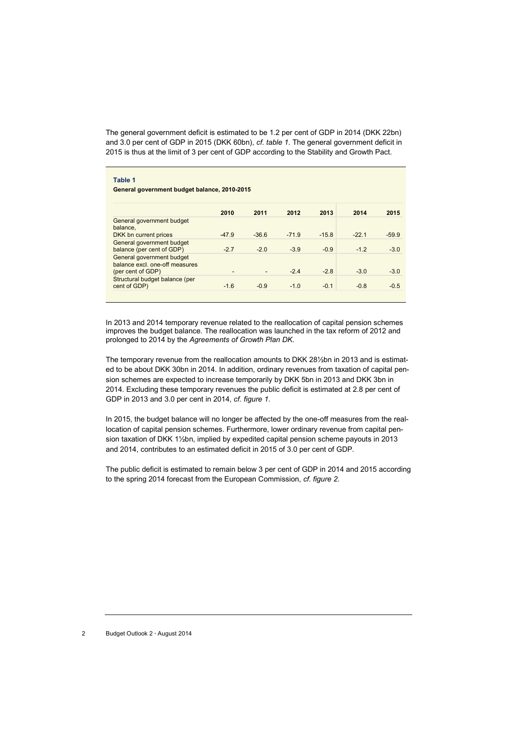The general government deficit is estimated to be 1.2 per cent of GDP in 2014 (DKK 22bn) and 3.0 per cent of GDP in 2015 (DKK 60bn), *cf. table 1*. The general government deficit in 2015 is thus at the limit of 3 per cent of GDP according to the Stability and Growth Pact.

**Table 1**

**General government budget balance, 2010-2015**

| | 2010 | 2011 | 2012 | 2013 | 2014 | 2015 |
|---|---|---|---|---|---|---|
| General government budget balance, DKK bn current prices | -47.9 | -36.6 | -71.9 | -15.8 | -22.1 | -59.9 |
| General government budget balance (per cent of GDP) | -2.7 | -2.0 | -3.9 | -0.9 | -1.2 | -3.0 |
| General government budget balance excl. one-off measures (per cent of GDP) | - | - | -2.4 | -2.8 | -3.0 | -3.0 |
| Structural budget balance (per cent of GDP) | -1.6 | -0.9 | -1.0 | -0.1 | -0.8 | -0.5 |

In 2013 and 2014 temporary revenue related to the reallocation of capital pension schemes improves the budget balance. The reallocation was launched in the tax reform of 2012 and prolonged to 2014 by the *Agreements of Growth Plan DK*.

The temporary revenue from the reallocation amounts to DKK 28½bn in 2013 and is estimated to be about DKK 30bn in 2014. In addition, ordinary revenues from taxation of capital pension schemes are expected to increase temporarily by DKK 5bn in 2013 and DKK 3bn in 2014. Excluding these temporary revenues the public deficit is estimated at 2.8 per cent of GDP in 2013 and 3.0 per cent in 2014, *cf. figure 1*.

In 2015, the budget balance will no longer be affected by the one-off measures from the reallocation of capital pension schemes. Furthermore, lower ordinary revenue from capital pension taxation of DKK 1½bn, implied by expedited capital pension scheme payouts in 2013 and 2014, contributes to an estimated deficit in 2015 of 3.0 per cent of GDP.

The public deficit is estimated to remain below 3 per cent of GDP in 2014 and 2015 according to the spring 2014 forecast from the European Commission, *cf. figure 2*.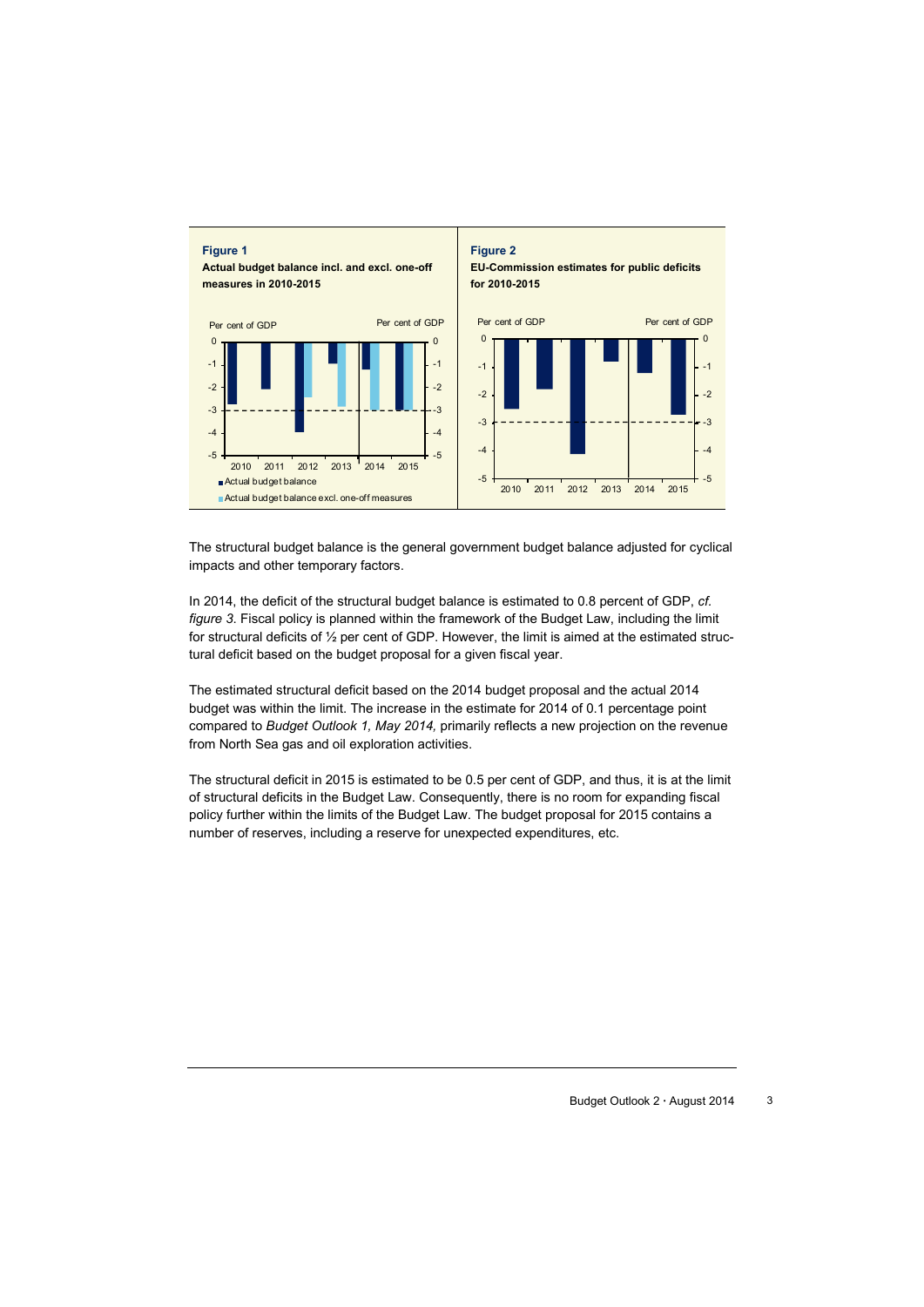**Figure 1**
**Actual budget balance incl. and excl. one-off measures in 2010-2015**

**Figure 2**
**EU-Commission estimates for public deficits for 2010-2015**

The structural budget balance is the general government budget balance adjusted for cyclical impacts and other temporary factors.

In 2014, the deficit of the structural budget balance is estimated to 0.8 percent of GDP, *cf. figure 3.* Fiscal policy is planned within the framework of the Budget Law, including the limit for structural deficits of ½ per cent of GDP. However, the limit is aimed at the estimated structural deficit based on the budget proposal for a given fiscal year.

The estimated structural deficit based on the 2014 budget proposal and the actual 2014 budget was within the limit. The increase in the estimate for 2014 of 0.1 percentage point compared to *Budget Outlook 1, May 2014,* primarily reflects a new projection on the revenue from North Sea gas and oil exploration activities.

The structural deficit in 2015 is estimated to be 0.5 per cent of GDP, and thus, it is at the limit of structural deficits in the Budget Law. Consequently, there is no room for expanding fiscal policy further within the limits of the Budget Law. The budget proposal for 2015 contains a number of reserves, including a reserve for unexpected expenditures, etc.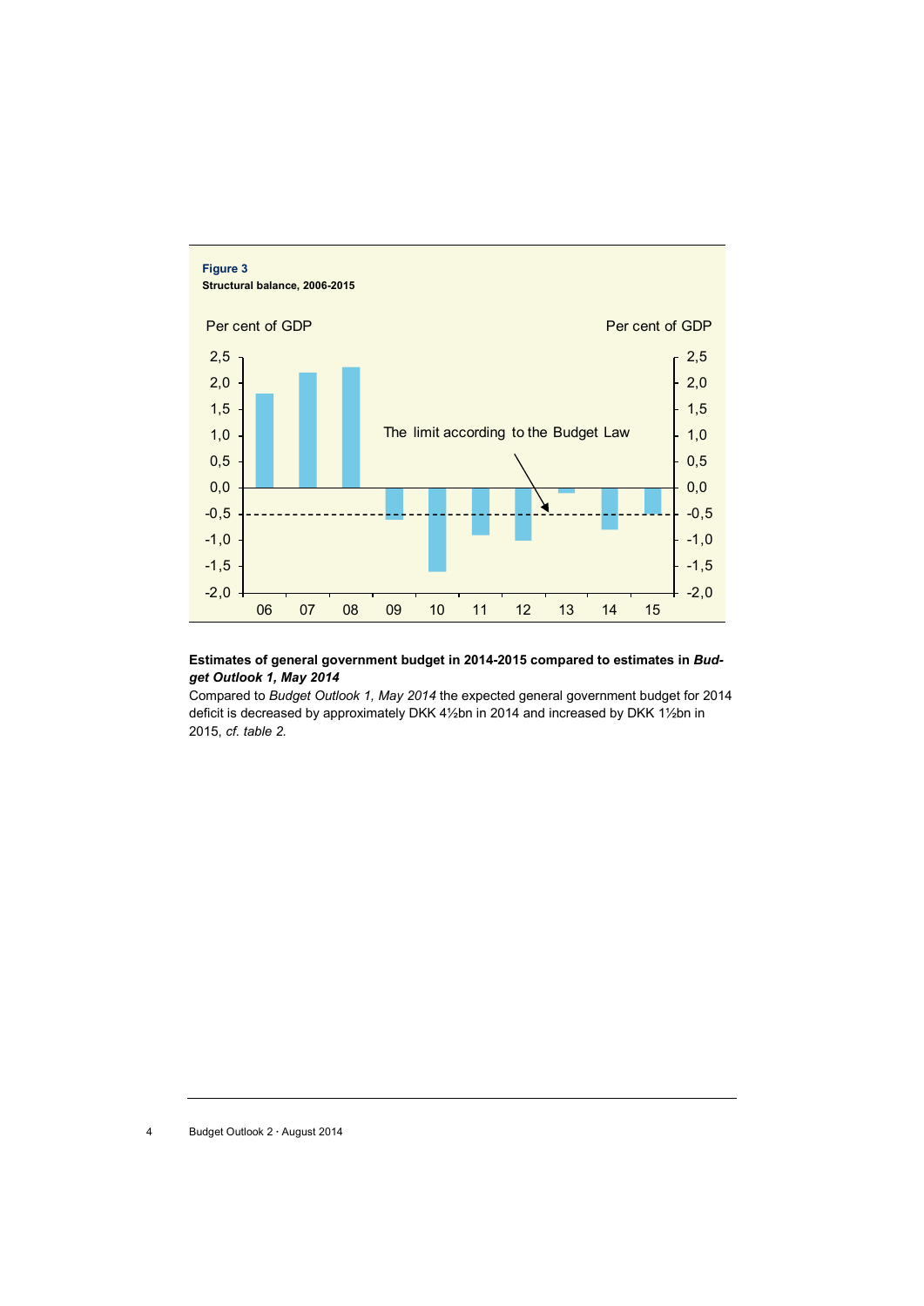**Figure 3**
**Structural balance, 2006-2015**

Per cent of GDP

The limit according to the Budget Law

**Estimates of general government budget in 2014-2015 compared to estimates in *Budget Outlook 1, May 2014***

Compared to *Budget Outlook 1, May 2014* the expected general government budget for 2014 deficit is decreased by approximately DKK 4½bn in 2014 and increased by DKK 1½bn in 2015, *cf. table 2.*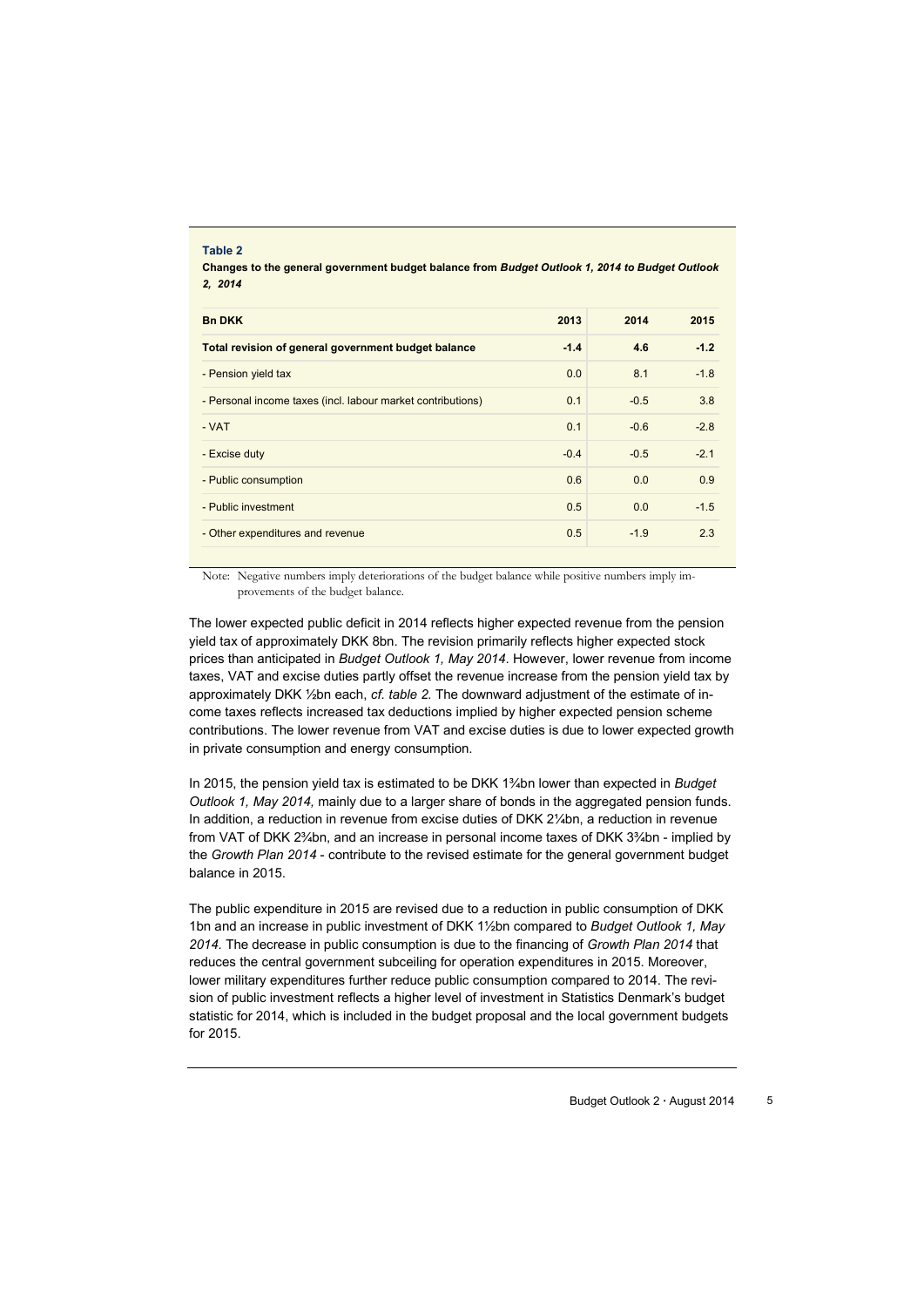**Table 2**

***Changes to the general government budget balance from Budget Outlook 1, 2014 to Budget Outlook 2, 2014***

| Bn DKK | 2013 | 2014 | 2015 |
|---|---|---|---|
| **Total revision of general government budget balance** | **-1.4** | **4.6** | **-1.2** |
| - Pension yield tax | 0.0 | 8.1 | -1.8 |
| - Personal income taxes (incl. labour market contributions) | 0.1 | -0.5 | 3.8 |
| - VAT | 0.1 | -0.6 | -2.8 |
| - Excise duty | -0.4 | -0.5 | -2.1 |
| - Public consumption | 0.6 | 0.0 | 0.9 |
| - Public investment | 0.5 | 0.0 | -1.5 |
| - Other expenditures and revenue | 0.5 | -1.9 | 2.3 |

Note: Negative numbers imply deteriorations of the budget balance while positive numbers imply improvements of the budget balance.

The lower expected public deficit in 2014 reflects higher expected revenue from the pension yield tax of approximately DKK 8bn. The revision primarily reflects higher expected stock prices than anticipated in *Budget Outlook 1, May 2014*. However, lower revenue from income taxes, VAT and excise duties partly offset the revenue increase from the pension yield tax by approximately DKK ½bn each, *cf. table 2.* The downward adjustment of the estimate of income taxes reflects increased tax deductions implied by higher expected pension scheme contributions. The lower revenue from VAT and excise duties is due to lower expected growth in private consumption and energy consumption.

In 2015, the pension yield tax is estimated to be DKK 1¾bn lower than expected in *Budget Outlook 1, May 2014,* mainly due to a larger share of bonds in the aggregated pension funds. In addition, a reduction in revenue from excise duties of DKK 2¼bn, a reduction in revenue from VAT of DKK 2¾bn, and an increase in personal income taxes of DKK 3¾bn - implied by the *Growth Plan 2014* - contribute to the revised estimate for the general government budget balance in 2015.

The public expenditure in 2015 are revised due to a reduction in public consumption of DKK 1bn and an increase in public investment of DKK 1½bn compared to *Budget Outlook 1, May 2014.* The decrease in public consumption is due to the financing of *Growth Plan 2014* that reduces the central government subceiling for operation expenditures in 2015. Moreover, lower military expenditures further reduce public consumption compared to 2014. The revision of public investment reflects a higher level of investment in Statistics Denmark's budget statistic for 2014, which is included in the budget proposal and the local government budgets for 2015.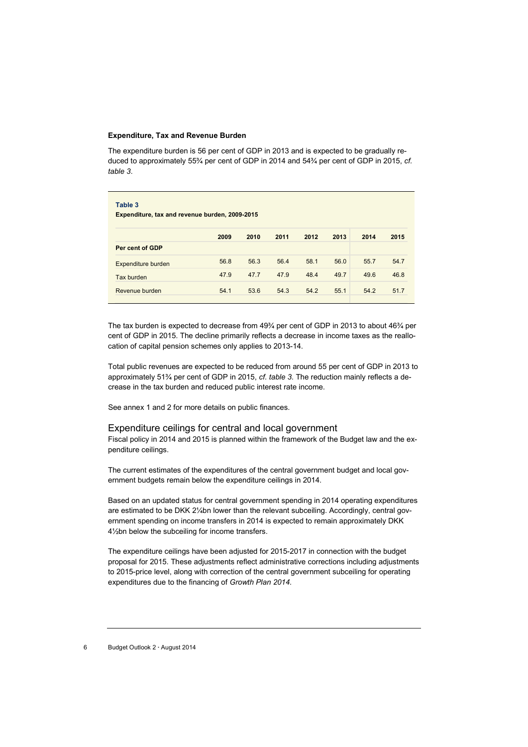**Expenditure, Tax and Revenue Burden**

The expenditure burden is 56 per cent of GDP in 2013 and is expected to be gradually reduced to approximately 55¾ per cent of GDP in 2014 and 54¾ per cent of GDP in 2015, *cf. table 3*.

**Table 3**

**Expenditure, tax and revenue burden, 2009-2015**

| | 2009 | 2010 | 2011 | 2012 | 2013 | 2014 | 2015 |
|---|---|---|---|---|---|---|---|
| **Per cent of GDP** | | | | | | | |
| Expenditure burden | 56.8 | 56.3 | 56.4 | 58.1 | 56.0 | 55.7 | 54.7 |
| Tax burden | 47.9 | 47.7 | 47.9 | 48.4 | 49.7 | 49.6 | 46.8 |
| Revenue burden | 54.1 | 53.6 | 54.3 | 54.2 | 55.1 | 54.2 | 51.7 |

The tax burden is expected to decrease from 49¾ per cent of GDP in 2013 to about 46¾ per cent of GDP in 2015. The decline primarily reflects a decrease in income taxes as the reallocation of capital pension schemes only applies to 2013-14.

Total public revenues are expected to be reduced from around 55 per cent of GDP in 2013 to approximately 51¾ per cent of GDP in 2015, *cf. table 3.* The reduction mainly reflects a decrease in the tax burden and reduced public interest rate income.

See annex 1 and 2 for more details on public finances.

## Expenditure ceilings for central and local government

Fiscal policy in 2014 and 2015 is planned within the framework of the Budget law and the expenditure ceilings.

The current estimates of the expenditures of the central government budget and local government budgets remain below the expenditure ceilings in 2014.

Based on an updated status for central government spending in 2014 operating expenditures are estimated to be DKK 2¼bn lower than the relevant subceiling. Accordingly, central government spending on income transfers in 2014 is expected to remain approximately DKK 4½bn below the subceiling for income transfers.

The expenditure ceilings have been adjusted for 2015-2017 in connection with the budget proposal for 2015. These adjustments reflect administrative corrections including adjustments to 2015-price level, along with correction of the central government subceiling for operating expenditures due to the financing of *Growth Plan 2014.*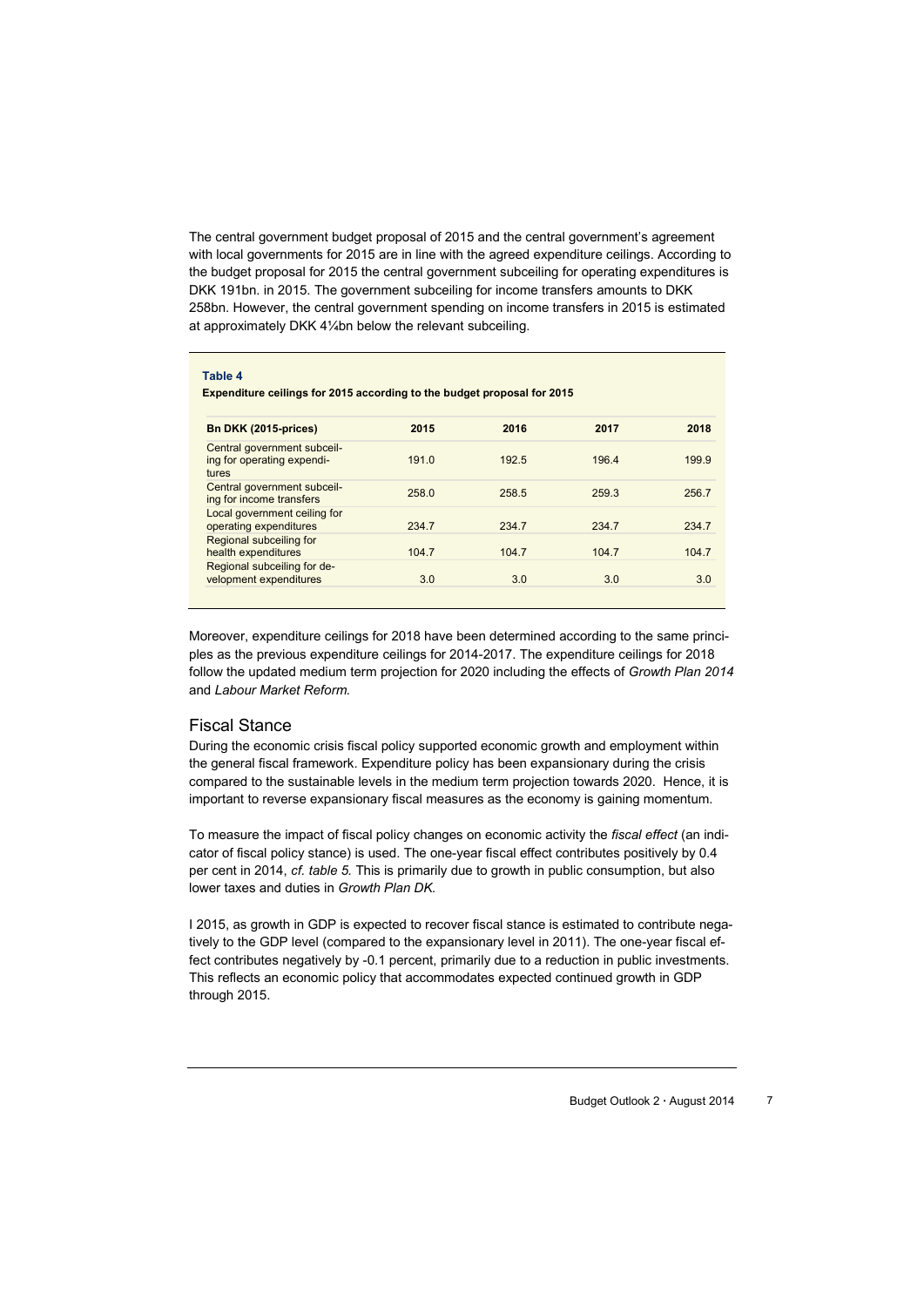The central government budget proposal of 2015 and the central government's agreement with local governments for 2015 are in line with the agreed expenditure ceilings. According to the budget proposal for 2015 the central government subceiling for operating expenditures is DKK 191bn. in 2015. The government subceiling for income transfers amounts to DKK 258bn. However, the central government spending on income transfers in 2015 is estimated at approximately DKK 4¼bn below the relevant subceiling.

**Table 4**

**Expenditure ceilings for 2015 according to the budget proposal for 2015**

| Bn DKK (2015-prices) | 2015 | 2016 | 2017 | 2018 |
|---|---|---|---|---|
| Central government subceiling for operating expenditures | 191.0 | 192.5 | 196.4 | 199.9 |
| Central government subceiling for income transfers | 258.0 | 258.5 | 259.3 | 256.7 |
| Local government ceiling for operating expenditures | 234.7 | 234.7 | 234.7 | 234.7 |
| Regional subceiling for health expenditures | 104.7 | 104.7 | 104.7 | 104.7 |
| Regional subceiling for development expenditures | 3.0 | 3.0 | 3.0 | 3.0 |

Moreover, expenditure ceilings for 2018 have been determined according to the same principles as the previous expenditure ceilings for 2014-2017. The expenditure ceilings for 2018 follow the updated medium term projection for 2020 including the effects of *Growth Plan 2014* and *Labour Market Reform.*

## Fiscal Stance

During the economic crisis fiscal policy supported economic growth and employment within the general fiscal framework. Expenditure policy has been expansionary during the crisis compared to the sustainable levels in the medium term projection towards 2020. Hence, it is important to reverse expansionary fiscal measures as the economy is gaining momentum.

To measure the impact of fiscal policy changes on economic activity the *fiscal effect* (an indicator of fiscal policy stance) is used. The one-year fiscal effect contributes positively by 0.4 per cent in 2014, *cf. table 5.* This is primarily due to growth in public consumption, but also lower taxes and duties in *Growth Plan DK.*

I 2015, as growth in GDP is expected to recover fiscal stance is estimated to contribute negatively to the GDP level (compared to the expansionary level in 2011). The one-year fiscal effect contributes negatively by -0.1 percent, primarily due to a reduction in public investments. This reflects an economic policy that accommodates expected continued growth in GDP through 2015.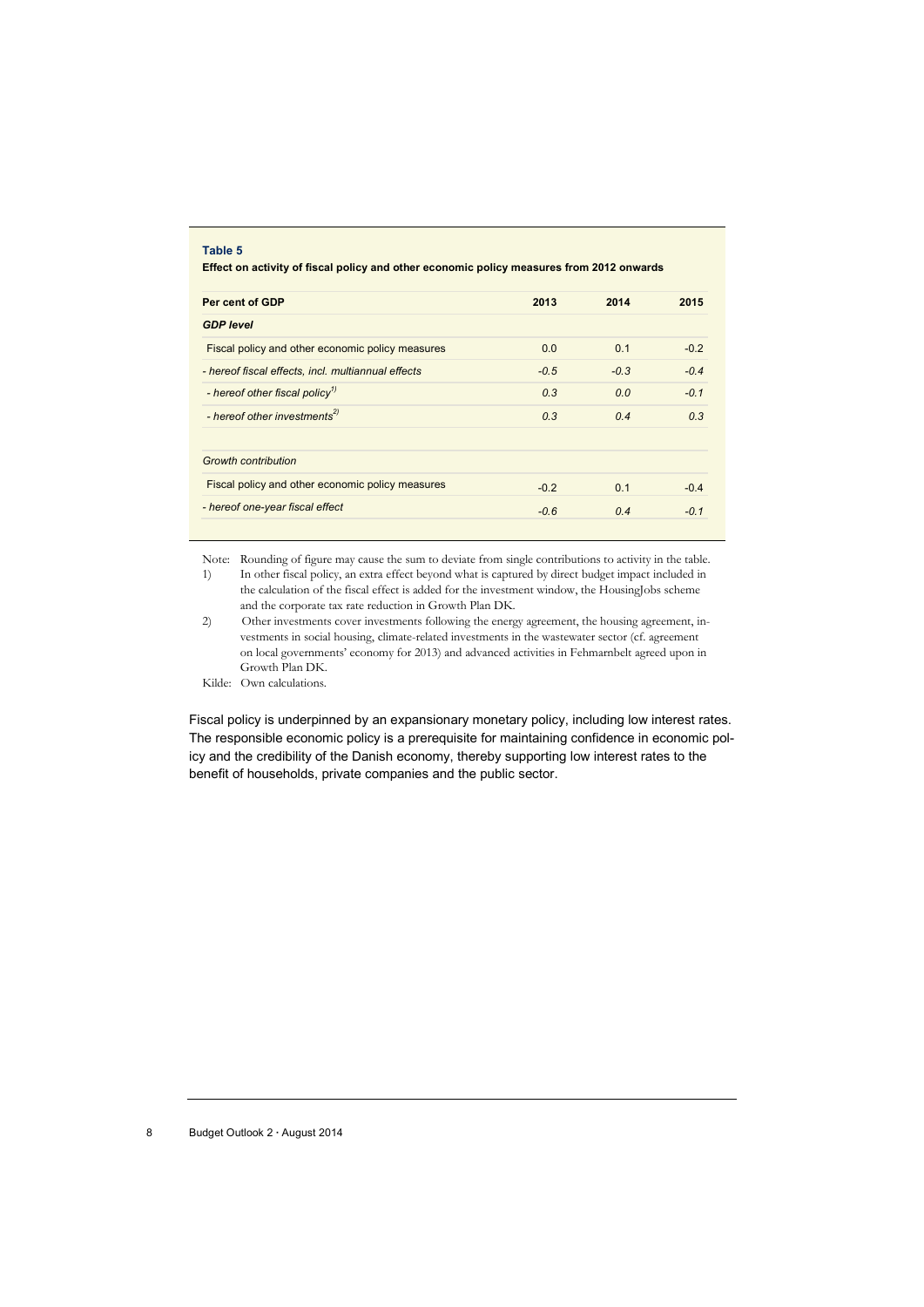**Table 5**

**Effect on activity of fiscal policy and other economic policy measures from 2012 onwards**

| Per cent of GDP | 2013 | 2014 | 2015 |
|---|---|---|---|
| ***GDP level*** | | | |
| Fiscal policy and other economic policy measures | 0.0 | 0.1 | -0.2 |
| *- hereof fiscal effects, incl. multiannual effects* | *-0.5* | *-0.3* | *-0.4* |
| *- hereof other fiscal policy*[1] | *0.3* | *0.0* | *-0.1* |
| *- hereof other investments*[2] | *0.3* | *0.4* | *0.3* |
| | | | |
| *Growth contribution* | | | |
| Fiscal policy and other economic policy measures | -0.2 | 0.1 | -0.4 |
| *- hereof one-year fiscal effect* | *-0.6* | *0.4* | *-0.1* |

Note: Rounding of figure may cause the sum to deviate from single contributions to activity in the table.

1) In other fiscal policy, an extra effect beyond what is captured by direct budget impact included in the calculation of the fiscal effect is added for the investment window, the HousingJobs scheme and the corporate tax rate reduction in Growth Plan DK.

2) Other investments cover investments following the energy agreement, the housing agreement, investments in social housing, climate-related investments in the wastewater sector (cf. agreement on local governments' economy for 2013) and advanced activities in Fehmarnbelt agreed upon in Growth Plan DK.

Kilde: Own calculations.

Fiscal policy is underpinned by an expansionary monetary policy, including low interest rates. The responsible economic policy is a prerequisite for maintaining confidence in economic policy and the credibility of the Danish economy, thereby supporting low interest rates to the benefit of households, private companies and the public sector.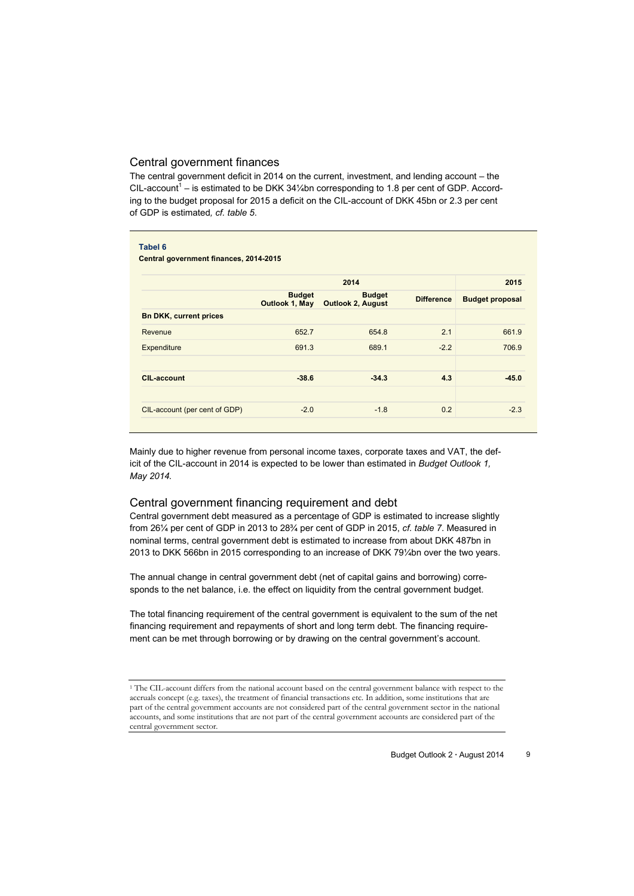## Central government finances

The central government deficit in 2014 on the current, investment, and lending account – the CIL-account[1] – is estimated to be DKK 34¼bn corresponding to 1.8 per cent of GDP. According to the budget proposal for 2015 a deficit on the CIL-account of DKK 45bn or 2.3 per cent of GDP is estimated*, cf. table 5*.

**Tabel 6**

**Central government finances, 2014-2015**

| | 2014 | | | 2015 |
|---|---|---|---|---|
| | **Budget Outlook 1, May** | **Budget Outlook 2, August** | **Difference** | **Budget proposal** |
| **Bn DKK, current prices** | | | | |
| Revenue | 652.7 | 654.8 | 2.1 | 661.9 |
| Expenditure | 691.3 | 689.1 | -2.2 | 706.9 |
| **CIL-account** | **-38.6** | **-34.3** | **4.3** | **-45.0** |
| CIL-account (per cent of GDP) | -2.0 | -1.8 | 0.2 | -2.3 |

Mainly due to higher revenue from personal income taxes, corporate taxes and VAT, the deficit of the CIL-account in 2014 is expected to be lower than estimated in *Budget Outlook 1, May 2014.*

## Central government financing requirement and debt

Central government debt measured as a percentage of GDP is estimated to increase slightly from 26¼ per cent of GDP in 2013 to 28¾ per cent of GDP in 2015, *cf. table 7*. Measured in nominal terms, central government debt is estimated to increase from about DKK 487bn in 2013 to DKK 566bn in 2015 corresponding to an increase of DKK 79¼bn over the two years.

The annual change in central government debt (net of capital gains and borrowing) corresponds to the net balance, i.e. the effect on liquidity from the central government budget.

The total financing requirement of the central government is equivalent to the sum of the net financing requirement and repayments of short and long term debt. The financing requirement can be met through borrowing or by drawing on the central government's account.

[1] The CIL-account differs from the national account based on the central government balance with respect to the accruals concept (e.g. taxes), the treatment of financial transactions etc. In addition, some institutions that are part of the central government accounts are not considered part of the central government sector in the national accounts, and some institutions that are not part of the central government accounts are considered part of the central government sector.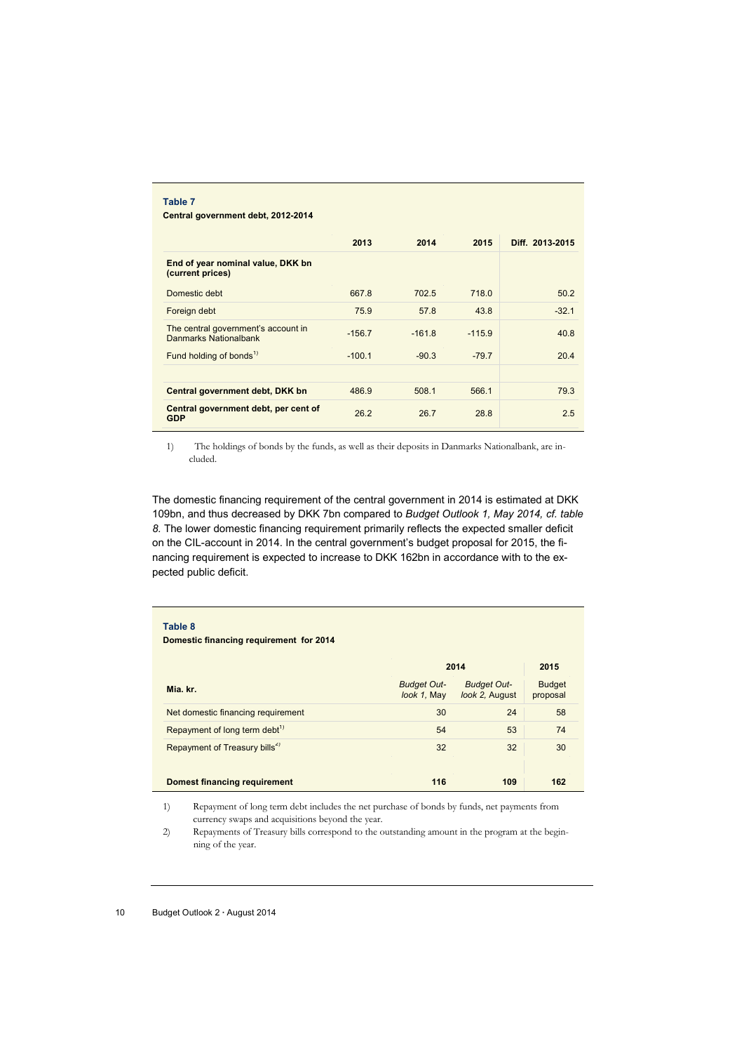**Table 7**

**Central government debt, 2012-2014**

| | 2013 | 2014 | 2015 | Diff. 2013-2015 |
|---|---|---|---|---|
| **End of year nominal value, DKK bn (current prices)** | | | | |
| Domestic debt | 667.8 | 702.5 | 718.0 | 50.2 |
| Foreign debt | 75.9 | 57.8 | 43.8 | -32.1 |
| The central government's account in Danmarks Nationalbank | -156.7 | -161.8 | -115.9 | 40.8 |
| Fund holding of bonds[1)] | -100.1 | -90.3 | -79.7 | 20.4 |
| | | | | |
| **Central government debt, DKK bn** | 486.9 | 508.1 | 566.1 | 79.3 |
| **Central government debt, per cent of GDP** | 26.2 | 26.7 | 28.8 | 2.5 |

1) The holdings of bonds by the funds, as well as their deposits in Danmarks Nationalbank, are included.

The domestic financing requirement of the central government in 2014 is estimated at DKK 109bn, and thus decreased by DKK 7bn compared to *Budget Outlook 1, May 2014, cf. table 8.* The lower domestic financing requirement primarily reflects the expected smaller deficit on the CIL-account in 2014. In the central government's budget proposal for 2015, the financing requirement is expected to increase to DKK 162bn in accordance with to the expected public deficit.

**Table 8**

**Domestic financing requirement for 2014**

| | 2014 | | 2015 |
|---|---|---|---|
| **Mia. kr.** | *Budget Outlook 1*, May | *Budget Outlook 2*, August | Budget proposal |
| Net domestic financing requirement | 30 | 24 | 58 |
| Repayment of long term debt[1)] | 54 | 53 | 74 |
| Repayment of Treasury bills[2)] | 32 | 32 | 30 |
| | | | |
| **Domest financing requirement** | **116** | **109** | **162** |

1) Repayment of long term debt includes the net purchase of bonds by funds, net payments from currency swaps and acquisitions beyond the year.

2) Repayments of Treasury bills correspond to the outstanding amount in the program at the beginning of the year.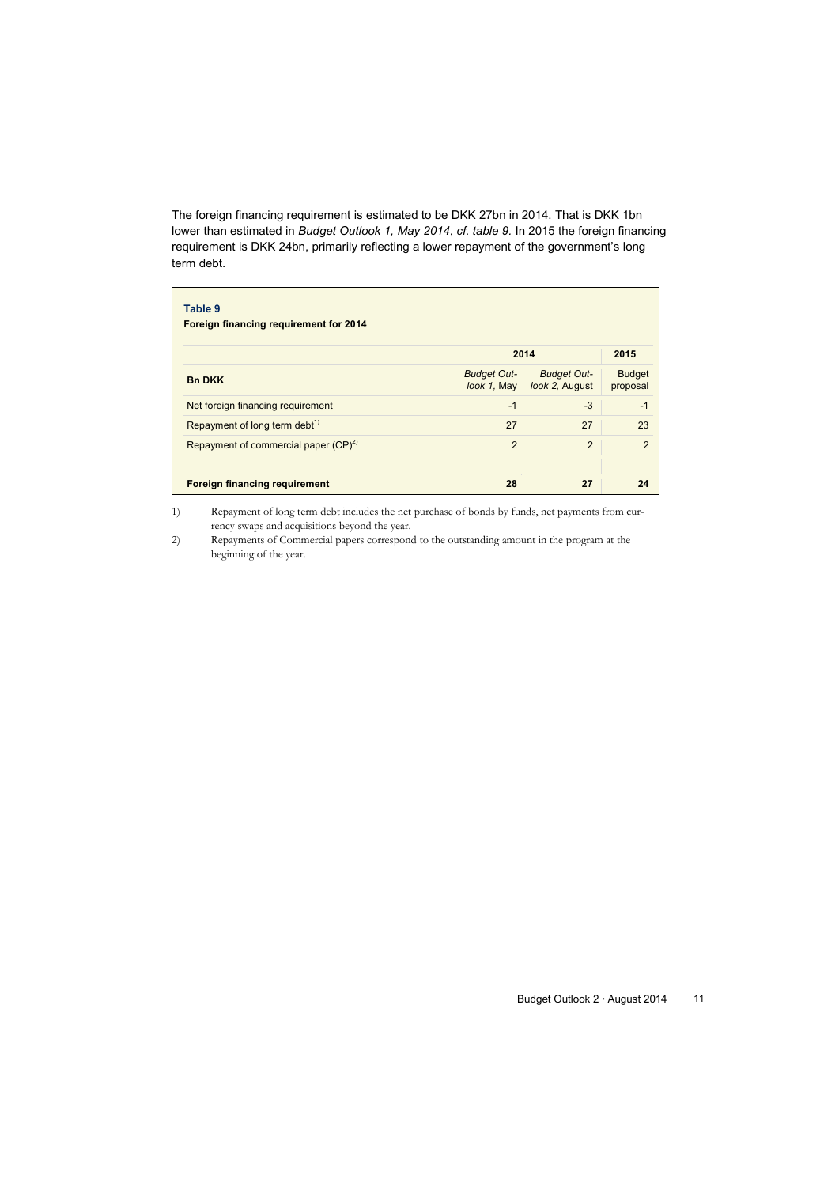The foreign financing requirement is estimated to be DKK 27bn in 2014. That is DKK 1bn lower than estimated in *Budget Outlook 1, May 2014*, *cf. table 9.* In 2015 the foreign financing requirement is DKK 24bn, primarily reflecting a lower repayment of the government's long term debt.

**Table 9**
**Foreign financing requirement for 2014**

| | 2014 | | 2015 |
|---|---|---|---|
| **Bn DKK** | *Budget Outlook 1*, May | *Budget Outlook 2*, August | Budget proposal |
| Net foreign financing requirement | -1 | -3 | -1 |
| Repayment of long term debt[1)] | 27 | 27 | 23 |
| Repayment of commercial paper (CP)[2)] | 2 | 2 | 2 |
| **Foreign financing requirement** | **28** | **27** | **24** |

1) Repayment of long term debt includes the net purchase of bonds by funds, net payments from currency swaps and acquisitions beyond the year.

2) Repayments of Commercial papers correspond to the outstanding amount in the program at the beginning of the year.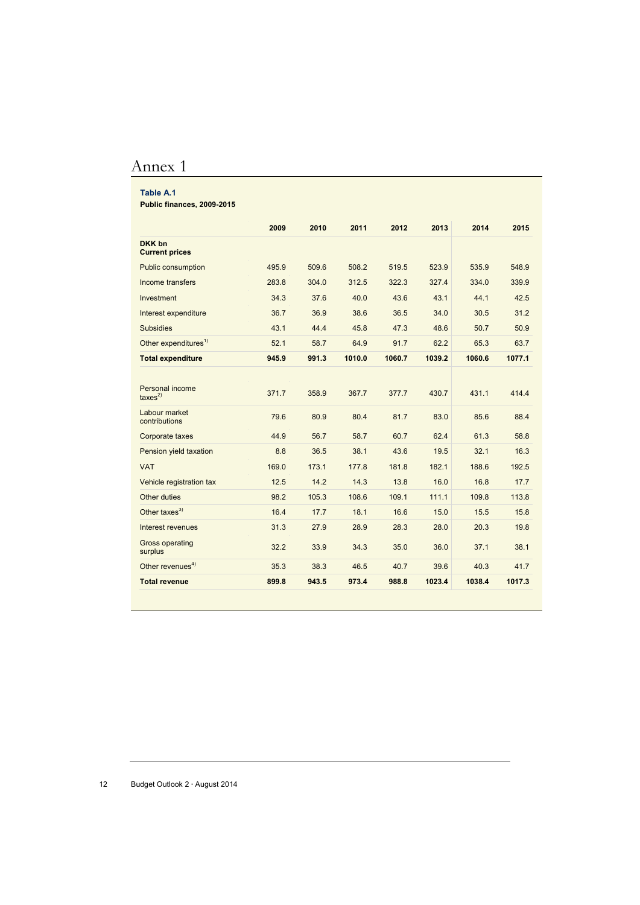# Annex 1

**Table A.1**
**Public finances, 2009-2015**

| | 2009 | 2010 | 2011 | 2012 | 2013 | 2014 | 2015 |
|---|---|---|---|---|---|---|---|
| **DKK bn Current prices** | | | | | | | |
| Public consumption | 495.9 | 509.6 | 508.2 | 519.5 | 523.9 | 535.9 | 548.9 |
| Income transfers | 283.8 | 304.0 | 312.5 | 322.3 | 327.4 | 334.0 | 339.9 |
| Investment | 34.3 | 37.6 | 40.0 | 43.6 | 43.1 | 44.1 | 42.5 |
| Interest expenditure | 36.7 | 36.9 | 38.6 | 36.5 | 34.0 | 30.5 | 31.2 |
| Subsidies | 43.1 | 44.4 | 45.8 | 47.3 | 48.6 | 50.7 | 50.9 |
| Other expenditures[1)] | 52.1 | 58.7 | 64.9 | 91.7 | 62.2 | 65.3 | 63.7 |
| **Total expenditure** | **945.9** | **991.3** | **1010.0** | **1060.7** | **1039.2** | **1060.6** | **1077.1** |
| | | | | | | | |
| Personal income taxes[2)] | 371.7 | 358.9 | 367.7 | 377.7 | 430.7 | 431.1 | 414.4 |
| Labour market contributions | 79.6 | 80.9 | 80.4 | 81.7 | 83.0 | 85.6 | 88.4 |
| Corporate taxes | 44.9 | 56.7 | 58.7 | 60.7 | 62.4 | 61.3 | 58.8 |
| Pension yield taxation | 8.8 | 36.5 | 38.1 | 43.6 | 19.5 | 32.1 | 16.3 |
| VAT | 169.0 | 173.1 | 177.8 | 181.8 | 182.1 | 188.6 | 192.5 |
| Vehicle registration tax | 12.5 | 14.2 | 14.3 | 13.8 | 16.0 | 16.8 | 17.7 |
| Other duties | 98.2 | 105.3 | 108.6 | 109.1 | 111.1 | 109.8 | 113.8 |
| Other taxes[3)] | 16.4 | 17.7 | 18.1 | 16.6 | 15.0 | 15.5 | 15.8 |
| Interest revenues | 31.3 | 27.9 | 28.9 | 28.3 | 28.0 | 20.3 | 19.8 |
| Gross operating surplus | 32.2 | 33.9 | 34.3 | 35.0 | 36.0 | 37.1 | 38.1 |
| Other revenues[4)] | 35.3 | 38.3 | 46.5 | 40.7 | 39.6 | 40.3 | 41.7 |
| **Total revenue** | **899.8** | **943.5** | **973.4** | **988.8** | **1023.4** | **1038.4** | **1017.3** |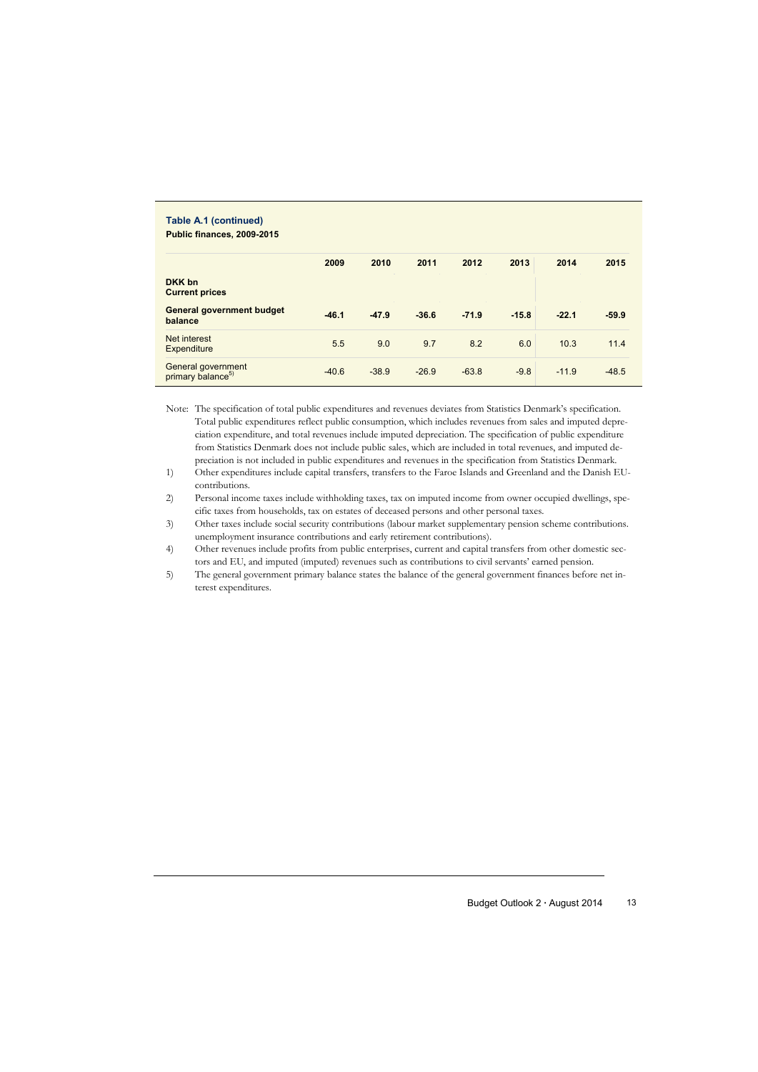**Table A.1 (continued)**

**Public finances, 2009-2015**

| | 2009 | 2010 | 2011 | 2012 | 2013 | 2014 | 2015 |
|---|---|---|---|---|---|---|---|
| **DKK bn Current prices** | | | | | | | |
| **General government budget balance** | **-46.1** | **-47.9** | **-36.6** | **-71.9** | **-15.8** | **-22.1** | **-59.9** |
| Net interest Expenditure | 5.5 | 9.0 | 9.7 | 8.2 | 6.0 | 10.3 | 11.4 |
| General government primary balance[5)] | -40.6 | -38.9 | -26.9 | -63.8 | -9.8 | -11.9 | -48.5 |

Note: The specification of total public expenditures and revenues deviates from Statistics Denmark's specification. Total public expenditures reflect public consumption, which includes revenues from sales and imputed depreciation expenditure, and total revenues include imputed depreciation. The specification of public expenditure from Statistics Denmark does not include public sales, which are included in total revenues, and imputed depreciation is not included in public expenditures and revenues in the specification from Statistics Denmark.

1) Other expenditures include capital transfers, transfers to the Faroe Islands and Greenland and the Danish EU-contributions.

2) Personal income taxes include withholding taxes, tax on imputed income from owner occupied dwellings, specific taxes from households, tax on estates of deceased persons and other personal taxes.

3) Other taxes include social security contributions (labour market supplementary pension scheme contributions. unemployment insurance contributions and early retirement contributions).

4) Other revenues include profits from public enterprises, current and capital transfers from other domestic sectors and EU, and imputed (imputed) revenues such as contributions to civil servants' earned pension.

5) The general government primary balance states the balance of the general government finances before net interest expenditures.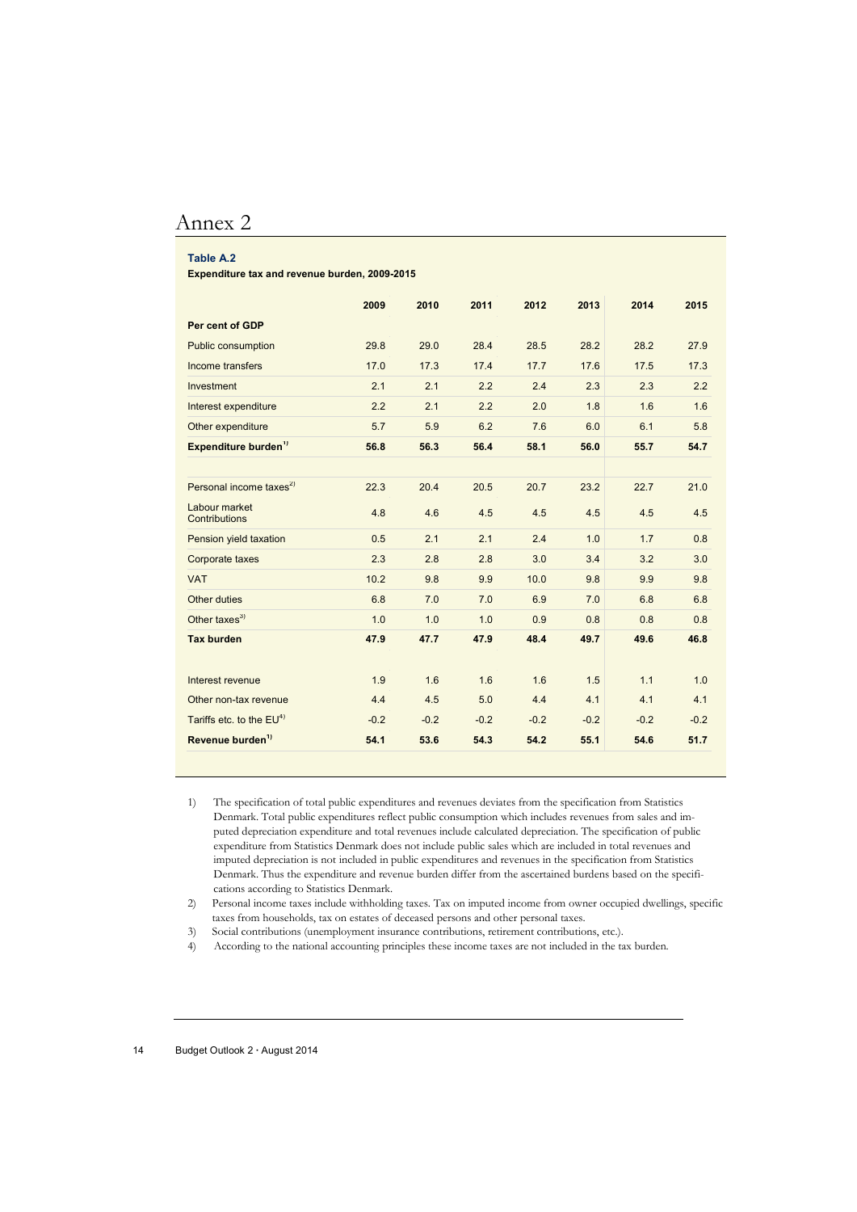# Annex 2

**Table A.2**

**Expenditure tax and revenue burden, 2009-2015**

| | 2009 | 2010 | 2011 | 2012 | 2013 | 2014 | 2015 |
|---|---|---|---|---|---|---|---|
| **Per cent of GDP** | | | | | | | |
| Public consumption | 29.8 | 29.0 | 28.4 | 28.5 | 28.2 | 28.2 | 27.9 |
| Income transfers | 17.0 | 17.3 | 17.4 | 17.7 | 17.6 | 17.5 | 17.3 |
| Investment | 2.1 | 2.1 | 2.2 | 2.4 | 2.3 | 2.3 | 2.2 |
| Interest expenditure | 2.2 | 2.1 | 2.2 | 2.0 | 1.8 | 1.6 | 1.6 |
| Other expenditure | 5.7 | 5.9 | 6.2 | 7.6 | 6.0 | 6.1 | 5.8 |
| **Expenditure burden[1)]** | **56.8** | **56.3** | **56.4** | **58.1** | **56.0** | **55.7** | **54.7** |
| | | | | | | | |
| Personal income taxes[2)] | 22.3 | 20.4 | 20.5 | 20.7 | 23.2 | 22.7 | 21.0 |
| Labour market Contributions | 4.8 | 4.6 | 4.5 | 4.5 | 4.5 | 4.5 | 4.5 |
| Pension yield taxation | 0.5 | 2.1 | 2.1 | 2.4 | 1.0 | 1.7 | 0.8 |
| Corporate taxes | 2.3 | 2.8 | 2.8 | 3.0 | 3.4 | 3.2 | 3.0 |
| VAT | 10.2 | 9.8 | 9.9 | 10.0 | 9.8 | 9.9 | 9.8 |
| Other duties | 6.8 | 7.0 | 7.0 | 6.9 | 7.0 | 6.8 | 6.8 |
| Other taxes[3)] | 1.0 | 1.0 | 1.0 | 0.9 | 0.8 | 0.8 | 0.8 |
| **Tax burden** | **47.9** | **47.7** | **47.9** | **48.4** | **49.7** | **49.6** | **46.8** |
| | | | | | | | |
| Interest revenue | 1.9 | 1.6 | 1.6 | 1.6 | 1.5 | 1.1 | 1.0 |
| Other non-tax revenue | 4.4 | 4.5 | 5.0 | 4.4 | 4.1 | 4.1 | 4.1 |
| Tariffs etc. to the EU[4)] | -0.2 | -0.2 | -0.2 | -0.2 | -0.2 | -0.2 | -0.2 |
| **Revenue burden[1)]** | **54.1** | **53.6** | **54.3** | **54.2** | **55.1** | **54.6** | **51.7** |

1) The specification of total public expenditures and revenues deviates from the specification from Statistics Denmark. Total public expenditures reflect public consumption which includes revenues from sales and imputed depreciation expenditure and total revenues include calculated depreciation. The specification of public expenditure from Statistics Denmark does not include public sales which are included in total revenues and imputed depreciation is not included in public expenditures and revenues in the specification from Statistics Denmark. Thus the expenditure and revenue burden differ from the ascertained burdens based on the specifications according to Statistics Denmark.

2) Personal income taxes include withholding taxes. Tax on imputed income from owner occupied dwellings, specific taxes from households, tax on estates of deceased persons and other personal taxes.

3) Social contributions (unemployment insurance contributions, retirement contributions, etc.).

4) According to the national accounting principles these income taxes are not included in the tax burden.